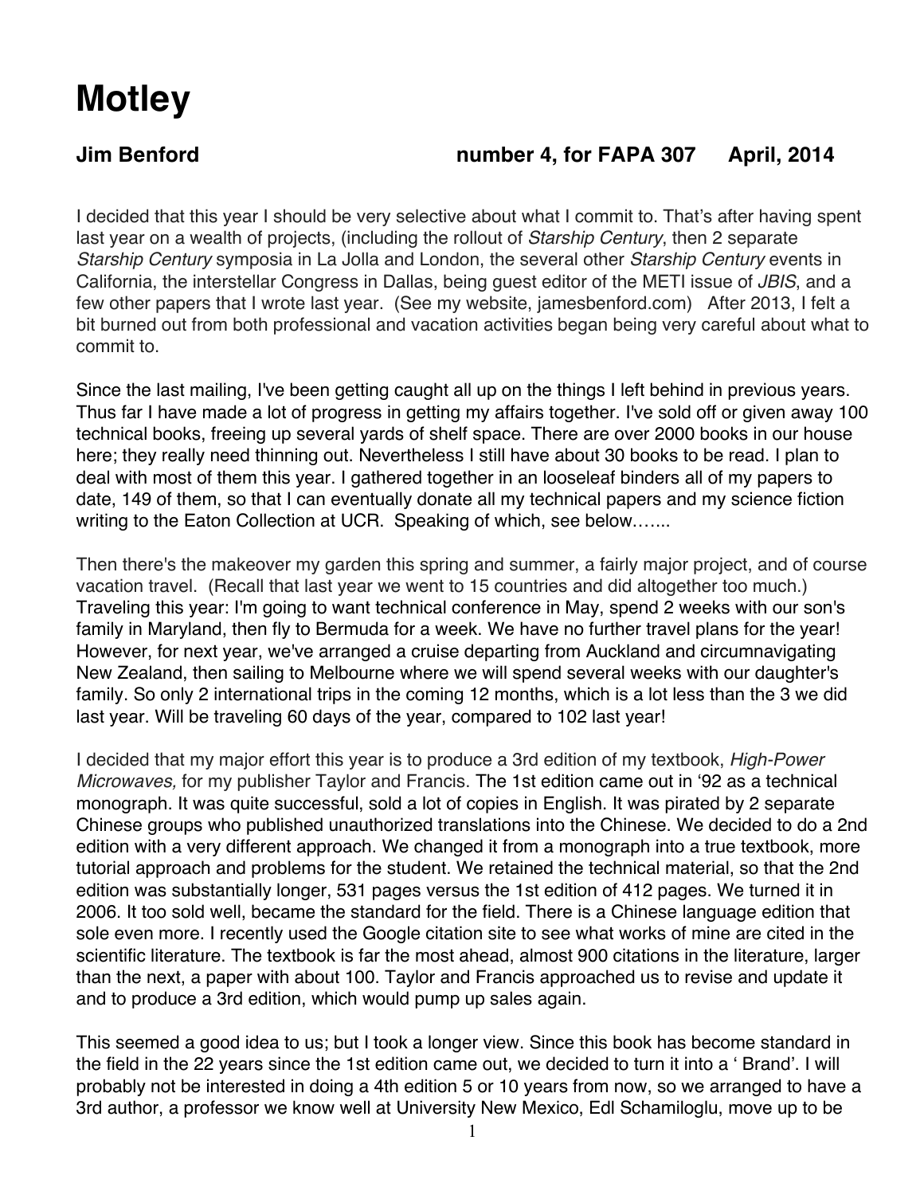# Motley

**Jim Benford** **number 4, for FAPA 307 April, 2014**

I decided that this year I should be very selective about what I commit to. That's after having spent last year on a wealth of projects, (including the rollout of *Starship Century*, then 2 separate *Starship Century* symposia in La Jolla and London, the several other *Starship Century* events in California, the interstellar Congress in Dallas, being guest editor of the METI issue of *JBIS*, and a few other papers that I wrote last year. (See my website, jamesbenford.com) After 2013, I felt a bit burned out from both professional and vacation activities began being very careful about what to commit to.

Since the last mailing, I've been getting caught all up on the things I left behind in previous years. Thus far I have made a lot of progress in getting my affairs together. I've sold off or given away 100 technical books, freeing up several yards of shelf space. There are over 2000 books in our house here; they really need thinning out. Nevertheless I still have about 30 books to be read. I plan to deal with most of them this year. I gathered together in an looseleaf binders all of my papers to date, 149 of them, so that I can eventually donate all my technical papers and my science fiction writing to the Eaton Collection at UCR. Speaking of which, see below…....

Then there's the makeover my garden this spring and summer, a fairly major project, and of course vacation travel. (Recall that last year we went to 15 countries and did altogether too much.) Traveling this year: I'm going to want technical conference in May, spend 2 weeks with our son's family in Maryland, then fly to Bermuda for a week. We have no further travel plans for the year! However, for next year, we've arranged a cruise departing from Auckland and circumnavigating New Zealand, then sailing to Melbourne where we will spend several weeks with our daughter's family. So only 2 international trips in the coming 12 months, which is a lot less than the 3 we did last year. Will be traveling 60 days of the year, compared to 102 last year!

I decided that my major effort this year is to produce a 3rd edition of my textbook, *High-Power Microwaves,* for my publisher Taylor and Francis. The 1st edition came out in '92 as a technical monograph. It was quite successful, sold a lot of copies in English. It was pirated by 2 separate Chinese groups who published unauthorized translations into the Chinese. We decided to do a 2nd edition with a very different approach. We changed it from a monograph into a true textbook, more tutorial approach and problems for the student. We retained the technical material, so that the 2nd edition was substantially longer, 531 pages versus the 1st edition of 412 pages. We turned it in 2006. It too sold well, became the standard for the field. There is a Chinese language edition that sole even more. I recently used the Google citation site to see what works of mine are cited in the scientific literature. The textbook is far the most ahead, almost 900 citations in the literature, larger than the next, a paper with about 100. Taylor and Francis approached us to revise and update it and to produce a 3rd edition, which would pump up sales again.

This seemed a good idea to us; but I took a longer view. Since this book has become standard in the field in the 22 years since the 1st edition came out, we decided to turn it into a ' Brand'. I will probably not be interested in doing a 4th edition 5 or 10 years from now, so we arranged to have a 3rd author, a professor we know well at University New Mexico, Edl Schamiloglu, move up to be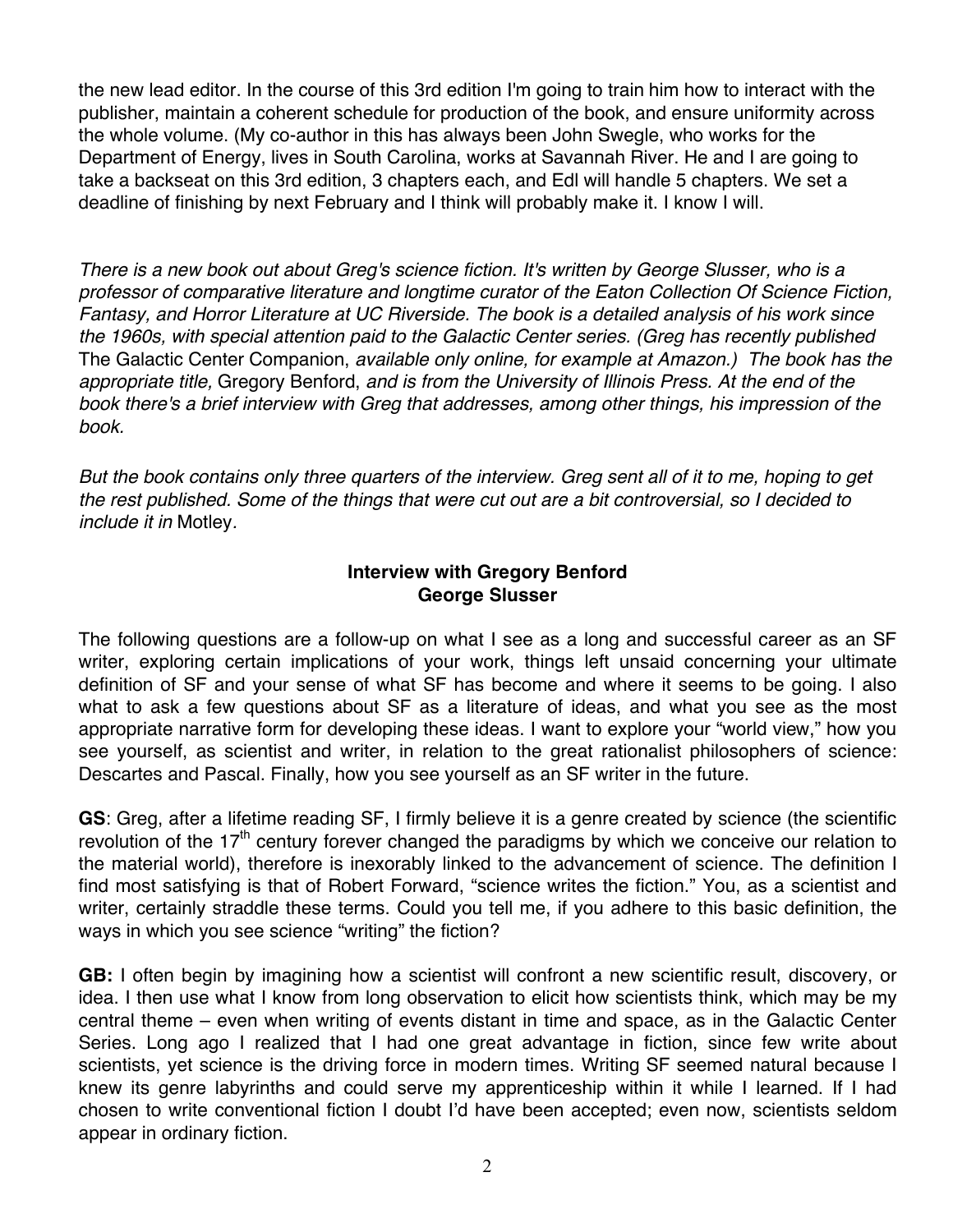the new lead editor. In the course of this 3rd edition I'm going to train him how to interact with the publisher, maintain a coherent schedule for production of the book, and ensure uniformity across the whole volume. (My co-author in this has always been John Swegle, who works for the Department of Energy, lives in South Carolina, works at Savannah River. He and I are going to take a backseat on this 3rd edition, 3 chapters each, and Edl will handle 5 chapters. We set a deadline of finishing by next February and I think will probably make it. I know I will.

*There is a new book out about Greg's science fiction. It's written by George Slusser, who is a professor of comparative literature and longtime curator of the Eaton Collection Of Science Fiction, Fantasy, and Horror Literature at UC Riverside. The book is a detailed analysis of his work since the 1960s, with special attention paid to the Galactic Center series. (Greg has recently published* The Galactic Center Companion, *available only online, for example at Amazon.) The book has the appropriate title,* Gregory Benford, *and is from the University of Illinois Press. At the end of the book there's a brief interview with Greg that addresses, among other things, his impression of the book.*

*But the book contains only three quarters of the interview. Greg sent all of it to me, hoping to get the rest published. Some of the things that were cut out are a bit controversial, so I decided to include it in* Motley.

## Interview with Gregory Benford
## George Slusser

The following questions are a follow-up on what I see as a long and successful career as an SF writer, exploring certain implications of your work, things left unsaid concerning your ultimate definition of SF and your sense of what SF has become and where it seems to be going. I also what to ask a few questions about SF as a literature of ideas, and what you see as the most appropriate narrative form for developing these ideas. I want to explore your "world view," how you see yourself, as scientist and writer, in relation to the great rationalist philosophers of science: Descartes and Pascal. Finally, how you see yourself as an SF writer in the future.

**GS**: Greg, after a lifetime reading SF, I firmly believe it is a genre created by science (the scientific revolution of the 17th century forever changed the paradigms by which we conceive our relation to the material world), therefore is inexorably linked to the advancement of science. The definition I find most satisfying is that of Robert Forward, "science writes the fiction." You, as a scientist and writer, certainly straddle these terms. Could you tell me, if you adhere to this basic definition, the ways in which you see science "writing" the fiction?

**GB:** I often begin by imagining how a scientist will confront a new scientific result, discovery, or idea. I then use what I know from long observation to elicit how scientists think, which may be my central theme – even when writing of events distant in time and space, as in the Galactic Center Series. Long ago I realized that I had one great advantage in fiction, since few write about scientists, yet science is the driving force in modern times. Writing SF seemed natural because I knew its genre labyrinths and could serve my apprenticeship within it while I learned. If I had chosen to write conventional fiction I doubt I'd have been accepted; even now, scientists seldom appear in ordinary fiction.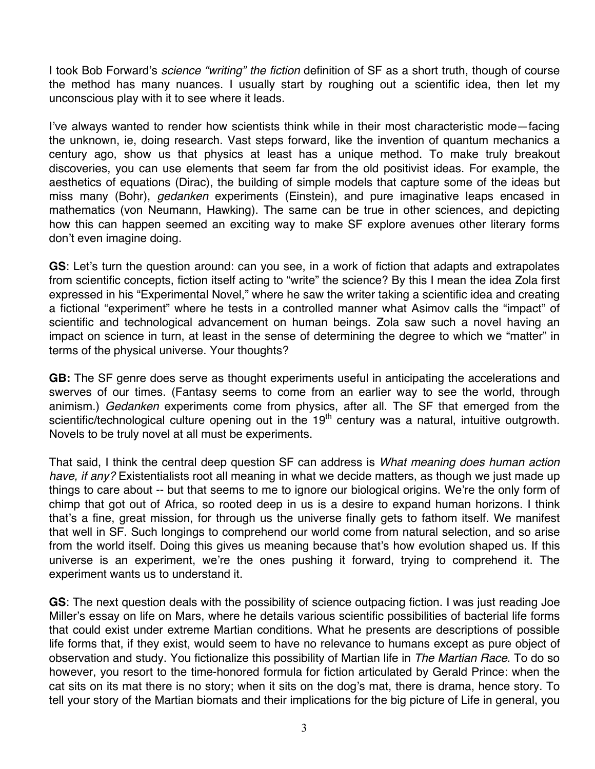I took Bob Forward's *science "writing" the fiction* definition of SF as a short truth, though of course the method has many nuances. I usually start by roughing out a scientific idea, then let my unconscious play with it to see where it leads.

I've always wanted to render how scientists think while in their most characteristic mode—facing the unknown, ie, doing research. Vast steps forward, like the invention of quantum mechanics a century ago, show us that physics at least has a unique method. To make truly breakout discoveries, you can use elements that seem far from the old positivist ideas. For example, the aesthetics of equations (Dirac), the building of simple models that capture some of the ideas but miss many (Bohr), *gedanken* experiments (Einstein), and pure imaginative leaps encased in mathematics (von Neumann, Hawking). The same can be true in other sciences, and depicting how this can happen seemed an exciting way to make SF explore avenues other literary forms don't even imagine doing.

**GS**: Let's turn the question around: can you see, in a work of fiction that adapts and extrapolates from scientific concepts, fiction itself acting to "write" the science? By this I mean the idea Zola first expressed in his "Experimental Novel," where he saw the writer taking a scientific idea and creating a fictional "experiment" where he tests in a controlled manner what Asimov calls the "impact" of scientific and technological advancement on human beings. Zola saw such a novel having an impact on science in turn, at least in the sense of determining the degree to which we "matter" in terms of the physical universe. Your thoughts?

**GB:** The SF genre does serve as thought experiments useful in anticipating the accelerations and swerves of our times. (Fantasy seems to come from an earlier way to see the world, through animism.) *Gedanken* experiments come from physics, after all. The SF that emerged from the scientific/technological culture opening out in the 19th century was a natural, intuitive outgrowth. Novels to be truly novel at all must be experiments.

That said, I think the central deep question SF can address is *What meaning does human action have, if any?* Existentialists root all meaning in what we decide matters, as though we just made up things to care about -- but that seems to me to ignore our biological origins. We're the only form of chimp that got out of Africa, so rooted deep in us is a desire to expand human horizons. I think that's a fine, great mission, for through us the universe finally gets to fathom itself. We manifest that well in SF. Such longings to comprehend our world come from natural selection, and so arise from the world itself. Doing this gives us meaning because that's how evolution shaped us. If this universe is an experiment, we're the ones pushing it forward, trying to comprehend it. The experiment wants us to understand it.

**GS**: The next question deals with the possibility of science outpacing fiction. I was just reading Joe Miller's essay on life on Mars, where he details various scientific possibilities of bacterial life forms that could exist under extreme Martian conditions. What he presents are descriptions of possible life forms that, if they exist, would seem to have no relevance to humans except as pure object of observation and study. You fictionalize this possibility of Martian life in *The Martian Race*. To do so however, you resort to the time-honored formula for fiction articulated by Gerald Prince: when the cat sits on its mat there is no story; when it sits on the dog's mat, there is drama, hence story. To tell your story of the Martian biomats and their implications for the big picture of Life in general, you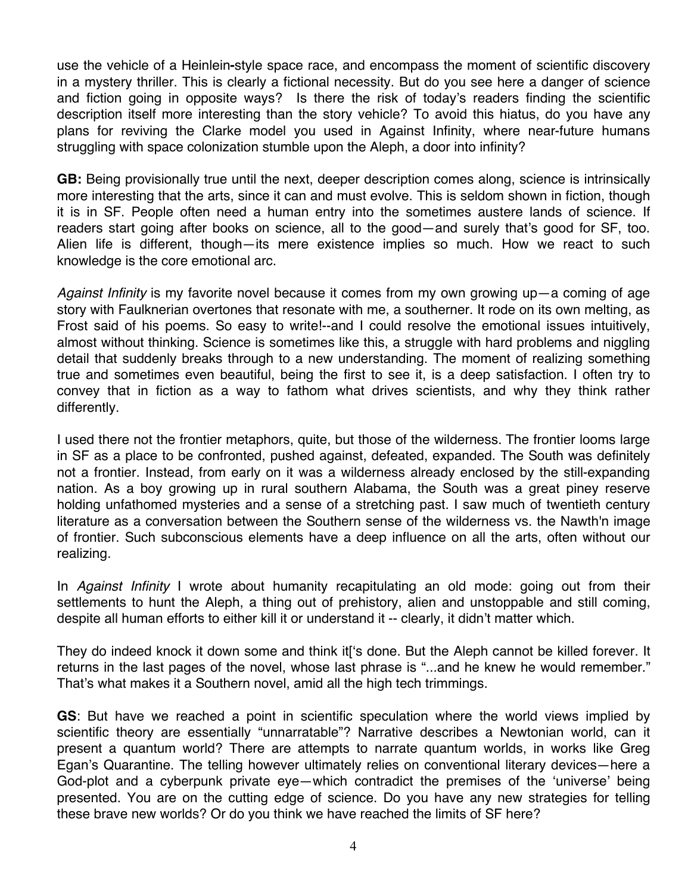use the vehicle of a Heinlein-style space race, and encompass the moment of scientific discovery in a mystery thriller. This is clearly a fictional necessity. But do you see here a danger of science and fiction going in opposite ways? Is there the risk of today's readers finding the scientific description itself more interesting than the story vehicle? To avoid this hiatus, do you have any plans for reviving the Clarke model you used in Against Infinity, where near-future humans struggling with space colonization stumble upon the Aleph, a door into infinity?

**GB:** Being provisionally true until the next, deeper description comes along, science is intrinsically more interesting that the arts, since it can and must evolve. This is seldom shown in fiction, though it is in SF. People often need a human entry into the sometimes austere lands of science. If readers start going after books on science, all to the good—and surely that's good for SF, too. Alien life is different, though—its mere existence implies so much. How we react to such knowledge is the core emotional arc.

*Against Infinity* is my favorite novel because it comes from my own growing up—a coming of age story with Faulknerian overtones that resonate with me, a southerner. It rode on its own melting, as Frost said of his poems. So easy to write!--and I could resolve the emotional issues intuitively, almost without thinking. Science is sometimes like this, a struggle with hard problems and niggling detail that suddenly breaks through to a new understanding. The moment of realizing something true and sometimes even beautiful, being the first to see it, is a deep satisfaction. I often try to convey that in fiction as a way to fathom what drives scientists, and why they think rather differently.

I used there not the frontier metaphors, quite, but those of the wilderness. The frontier looms large in SF as a place to be confronted, pushed against, defeated, expanded. The South was definitely not a frontier. Instead, from early on it was a wilderness already enclosed by the still-expanding nation. As a boy growing up in rural southern Alabama, the South was a great piney reserve holding unfathomed mysteries and a sense of a stretching past. I saw much of twentieth century literature as a conversation between the Southern sense of the wilderness vs. the Nawth'n image of frontier. Such subconscious elements have a deep influence on all the arts, often without our realizing.

In *Against Infinity* I wrote about humanity recapitulating an old mode: going out from their settlements to hunt the Aleph, a thing out of prehistory, alien and unstoppable and still coming, despite all human efforts to either kill it or understand it -- clearly, it didn't matter which.

They do indeed knock it down some and think it['s done. But the Aleph cannot be killed forever. It returns in the last pages of the novel, whose last phrase is "...and he knew he would remember." That's what makes it a Southern novel, amid all the high tech trimmings.

**GS**: But have we reached a point in scientific speculation where the world views implied by scientific theory are essentially "unnarratable"? Narrative describes a Newtonian world, can it present a quantum world? There are attempts to narrate quantum worlds, in works like Greg Egan's Quarantine. The telling however ultimately relies on conventional literary devices—here a God-plot and a cyberpunk private eye—which contradict the premises of the 'universe' being presented. You are on the cutting edge of science. Do you have any new strategies for telling these brave new worlds? Or do you think we have reached the limits of SF here?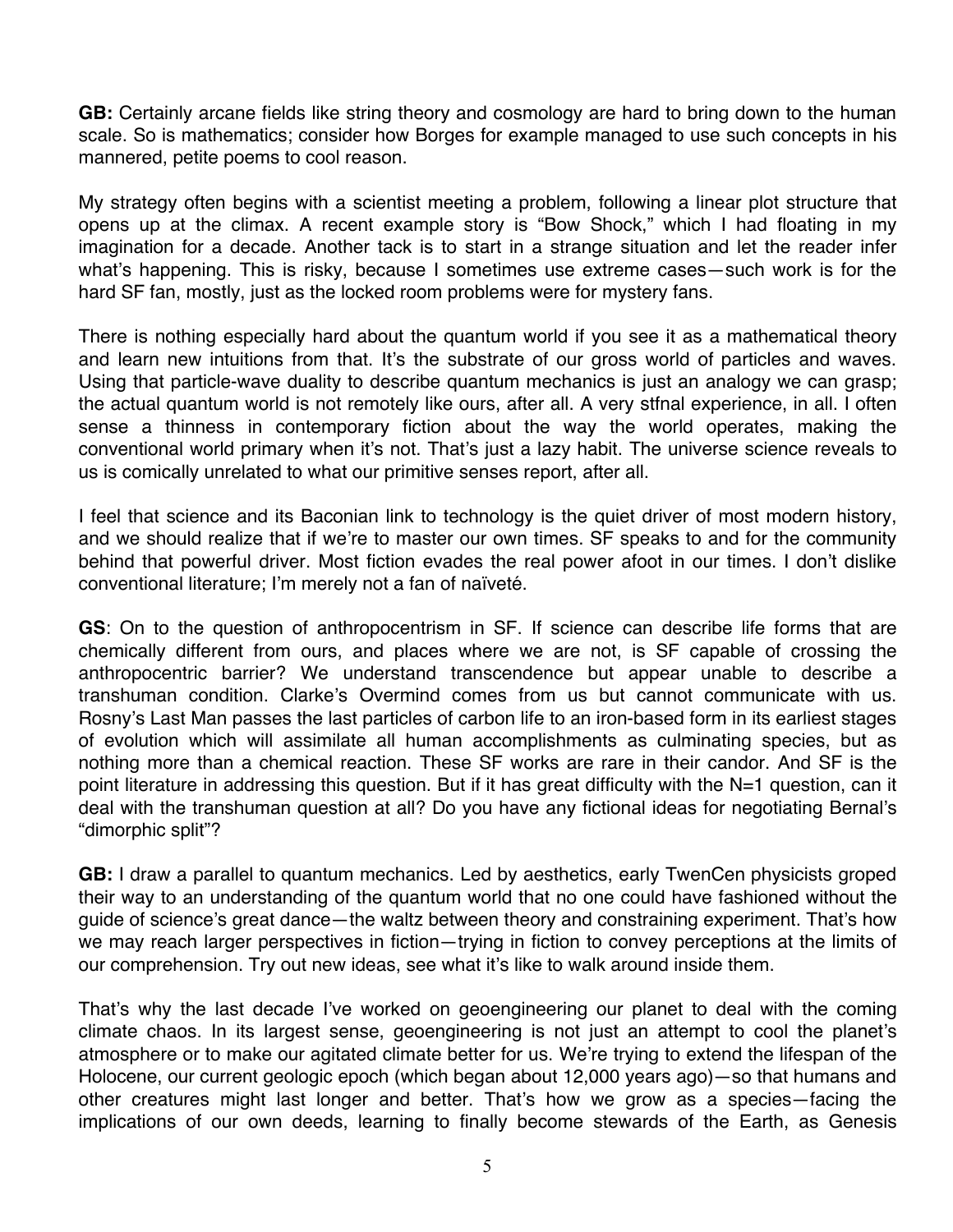**GB:** Certainly arcane fields like string theory and cosmology are hard to bring down to the human scale. So is mathematics; consider how Borges for example managed to use such concepts in his mannered, petite poems to cool reason.

My strategy often begins with a scientist meeting a problem, following a linear plot structure that opens up at the climax. A recent example story is "Bow Shock," which I had floating in my imagination for a decade. Another tack is to start in a strange situation and let the reader infer what's happening. This is risky, because I sometimes use extreme cases—such work is for the hard SF fan, mostly, just as the locked room problems were for mystery fans.

There is nothing especially hard about the quantum world if you see it as a mathematical theory and learn new intuitions from that. It's the substrate of our gross world of particles and waves. Using that particle-wave duality to describe quantum mechanics is just an analogy we can grasp; the actual quantum world is not remotely like ours, after all. A very stfnal experience, in all. I often sense a thinness in contemporary fiction about the way the world operates, making the conventional world primary when it's not. That's just a lazy habit. The universe science reveals to us is comically unrelated to what our primitive senses report, after all.

I feel that science and its Baconian link to technology is the quiet driver of most modern history, and we should realize that if we're to master our own times. SF speaks to and for the community behind that powerful driver. Most fiction evades the real power afoot in our times. I don't dislike conventional literature; I'm merely not a fan of naïveté.

**GS**: On to the question of anthropocentrism in SF. If science can describe life forms that are chemically different from ours, and places where we are not, is SF capable of crossing the anthropocentric barrier? We understand transcendence but appear unable to describe a transhuman condition. Clarke's Overmind comes from us but cannot communicate with us. Rosny's Last Man passes the last particles of carbon life to an iron-based form in its earliest stages of evolution which will assimilate all human accomplishments as culminating species, but as nothing more than a chemical reaction. These SF works are rare in their candor. And SF is the point literature in addressing this question. But if it has great difficulty with the N=1 question, can it deal with the transhuman question at all? Do you have any fictional ideas for negotiating Bernal's "dimorphic split"?

**GB:** I draw a parallel to quantum mechanics. Led by aesthetics, early TwenCen physicists groped their way to an understanding of the quantum world that no one could have fashioned without the guide of science's great dance—the waltz between theory and constraining experiment. That's how we may reach larger perspectives in fiction—trying in fiction to convey perceptions at the limits of our comprehension. Try out new ideas, see what it's like to walk around inside them.

That's why the last decade I've worked on geoengineering our planet to deal with the coming climate chaos. In its largest sense, geoengineering is not just an attempt to cool the planet's atmosphere or to make our agitated climate better for us. We're trying to extend the lifespan of the Holocene, our current geologic epoch (which began about 12,000 years ago)—so that humans and other creatures might last longer and better. That's how we grow as a species—facing the implications of our own deeds, learning to finally become stewards of the Earth, as Genesis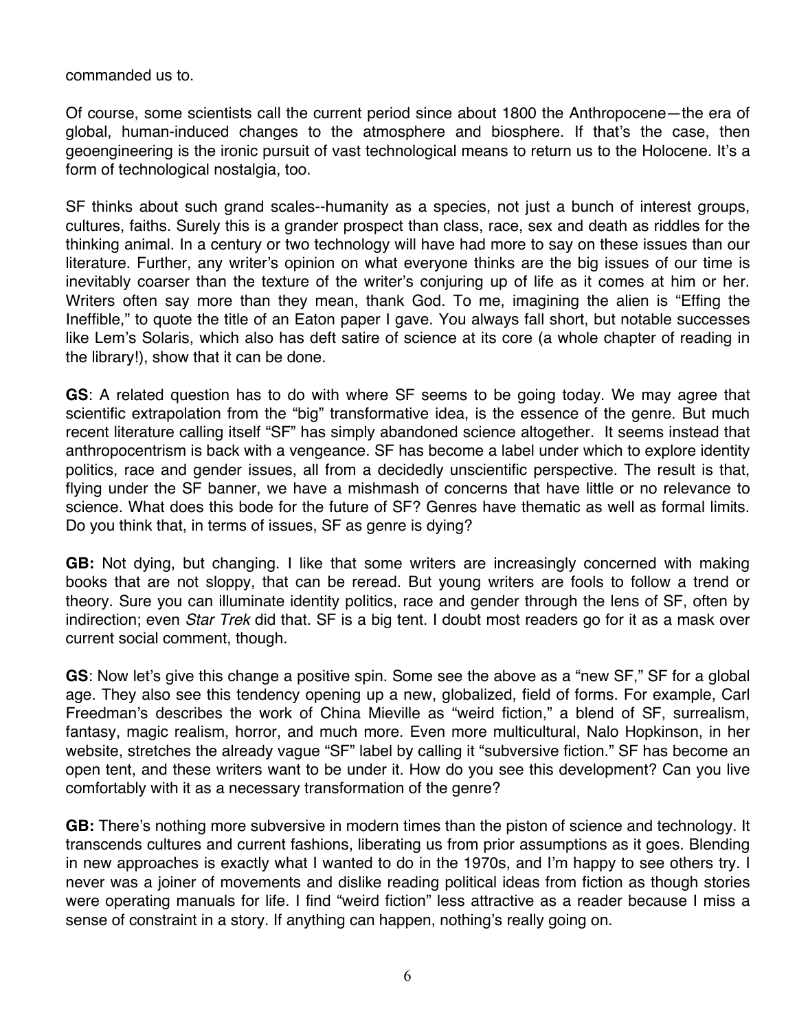commanded us to.

Of course, some scientists call the current period since about 1800 the Anthropocene—the era of global, human-induced changes to the atmosphere and biosphere. If that's the case, then geoengineering is the ironic pursuit of vast technological means to return us to the Holocene. It's a form of technological nostalgia, too.

SF thinks about such grand scales--humanity as a species, not just a bunch of interest groups, cultures, faiths. Surely this is a grander prospect than class, race, sex and death as riddles for the thinking animal. In a century or two technology will have had more to say on these issues than our literature. Further, any writer's opinion on what everyone thinks are the big issues of our time is inevitably coarser than the texture of the writer's conjuring up of life as it comes at him or her. Writers often say more than they mean, thank God. To me, imagining the alien is "Effing the Ineffible," to quote the title of an Eaton paper I gave. You always fall short, but notable successes like Lem's Solaris, which also has deft satire of science at its core (a whole chapter of reading in the library!), show that it can be done.

**GS**: A related question has to do with where SF seems to be going today. We may agree that scientific extrapolation from the "big" transformative idea, is the essence of the genre. But much recent literature calling itself "SF" has simply abandoned science altogether. It seems instead that anthropocentrism is back with a vengeance. SF has become a label under which to explore identity politics, race and gender issues, all from a decidedly unscientific perspective. The result is that, flying under the SF banner, we have a mishmash of concerns that have little or no relevance to science. What does this bode for the future of SF? Genres have thematic as well as formal limits. Do you think that, in terms of issues, SF as genre is dying?

**GB:** Not dying, but changing. I like that some writers are increasingly concerned with making books that are not sloppy, that can be reread. But young writers are fools to follow a trend or theory. Sure you can illuminate identity politics, race and gender through the lens of SF, often by indirection; even *Star Trek* did that. SF is a big tent. I doubt most readers go for it as a mask over current social comment, though.

**GS**: Now let's give this change a positive spin. Some see the above as a "new SF," SF for a global age. They also see this tendency opening up a new, globalized, field of forms. For example, Carl Freedman's describes the work of China Mieville as "weird fiction," a blend of SF, surrealism, fantasy, magic realism, horror, and much more. Even more multicultural, Nalo Hopkinson, in her website, stretches the already vague "SF" label by calling it "subversive fiction." SF has become an open tent, and these writers want to be under it. How do you see this development? Can you live comfortably with it as a necessary transformation of the genre?

**GB:** There's nothing more subversive in modern times than the piston of science and technology. It transcends cultures and current fashions, liberating us from prior assumptions as it goes. Blending in new approaches is exactly what I wanted to do in the 1970s, and I'm happy to see others try. I never was a joiner of movements and dislike reading political ideas from fiction as though stories were operating manuals for life. I find "weird fiction" less attractive as a reader because I miss a sense of constraint in a story. If anything can happen, nothing's really going on.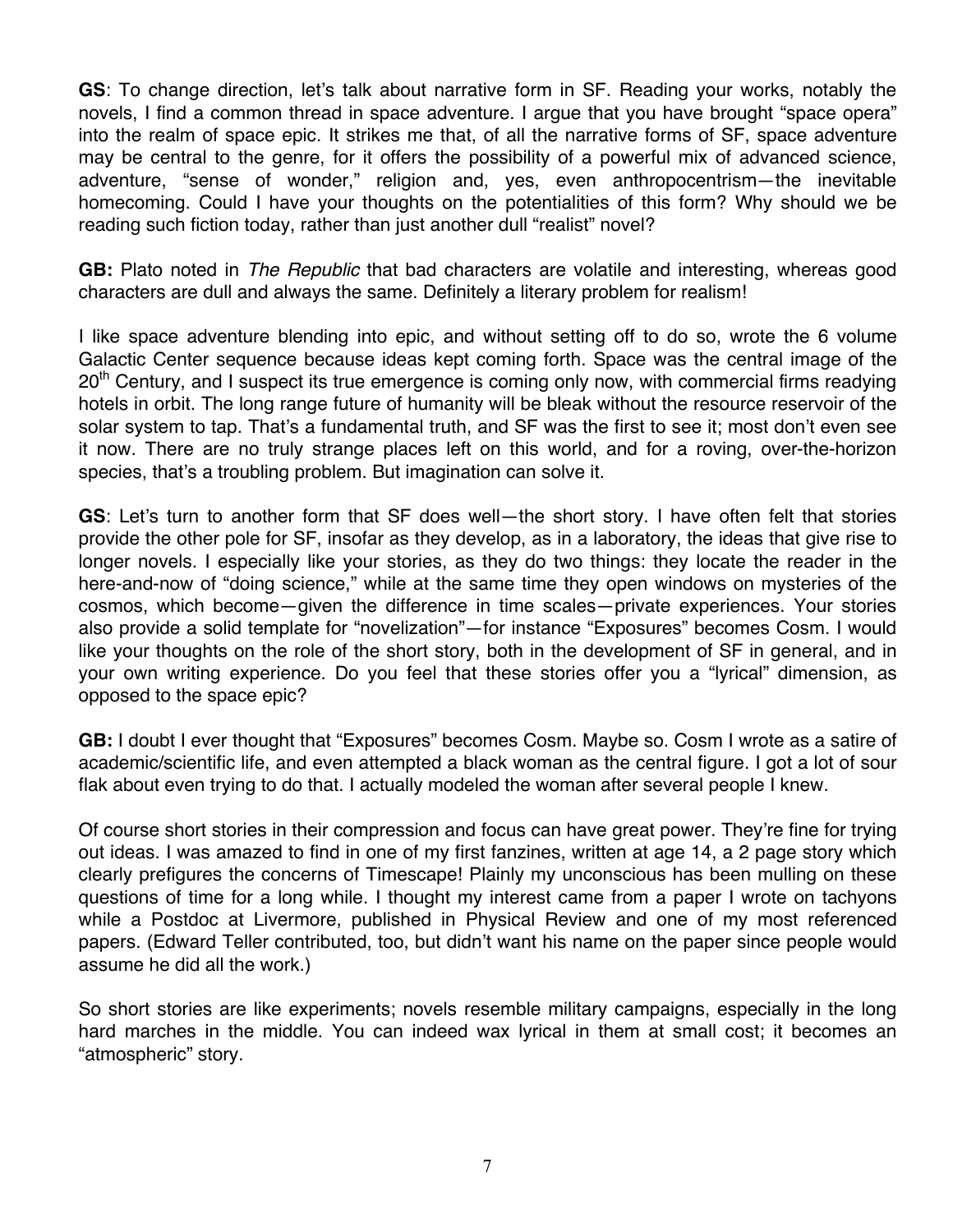**GS**: To change direction, let's talk about narrative form in SF. Reading your works, notably the novels, I find a common thread in space adventure. I argue that you have brought "space opera" into the realm of space epic. It strikes me that, of all the narrative forms of SF, space adventure may be central to the genre, for it offers the possibility of a powerful mix of advanced science, adventure, "sense of wonder," religion and, yes, even anthropocentrism—the inevitable homecoming. Could I have your thoughts on the potentialities of this form? Why should we be reading such fiction today, rather than just another dull "realist" novel?

**GB:** Plato noted in *The Republic* that bad characters are volatile and interesting, whereas good characters are dull and always the same. Definitely a literary problem for realism!

I like space adventure blending into epic, and without setting off to do so, wrote the 6 volume Galactic Center sequence because ideas kept coming forth. Space was the central image of the 20th Century, and I suspect its true emergence is coming only now, with commercial firms readying hotels in orbit. The long range future of humanity will be bleak without the resource reservoir of the solar system to tap. That's a fundamental truth, and SF was the first to see it; most don't even see it now. There are no truly strange places left on this world, and for a roving, over-the-horizon species, that's a troubling problem. But imagination can solve it.

**GS**: Let's turn to another form that SF does well—the short story. I have often felt that stories provide the other pole for SF, insofar as they develop, as in a laboratory, the ideas that give rise to longer novels. I especially like your stories, as they do two things: they locate the reader in the here-and-now of "doing science," while at the same time they open windows on mysteries of the cosmos, which become—given the difference in time scales—private experiences. Your stories also provide a solid template for "novelization"—for instance "Exposures" becomes Cosm. I would like your thoughts on the role of the short story, both in the development of SF in general, and in your own writing experience. Do you feel that these stories offer you a "lyrical" dimension, as opposed to the space epic?

**GB:** I doubt I ever thought that "Exposures" becomes Cosm. Maybe so. Cosm I wrote as a satire of academic/scientific life, and even attempted a black woman as the central figure. I got a lot of sour flak about even trying to do that. I actually modeled the woman after several people I knew.

Of course short stories in their compression and focus can have great power. They're fine for trying out ideas. I was amazed to find in one of my first fanzines, written at age 14, a 2 page story which clearly prefigures the concerns of Timescape! Plainly my unconscious has been mulling on these questions of time for a long while. I thought my interest came from a paper I wrote on tachyons while a Postdoc at Livermore, published in Physical Review and one of my most referenced papers. (Edward Teller contributed, too, but didn't want his name on the paper since people would assume he did all the work.)

So short stories are like experiments; novels resemble military campaigns, especially in the long hard marches in the middle. You can indeed wax lyrical in them at small cost; it becomes an "atmospheric" story.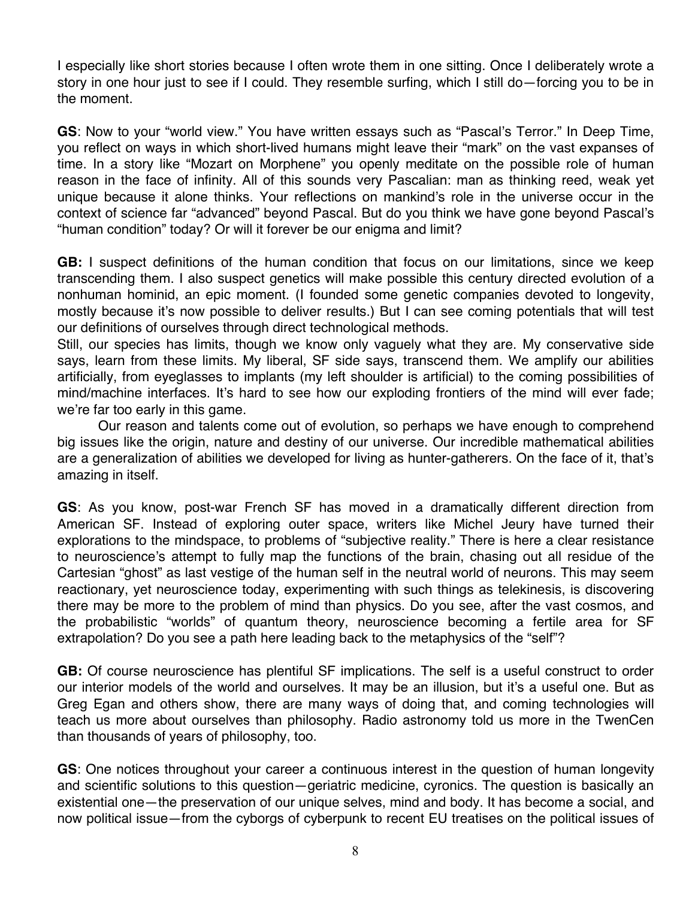I especially like short stories because I often wrote them in one sitting. Once I deliberately wrote a story in one hour just to see if I could. They resemble surfing, which I still do—forcing you to be in the moment.

**GS**: Now to your "world view." You have written essays such as "Pascal's Terror." In Deep Time, you reflect on ways in which short-lived humans might leave their "mark" on the vast expanses of time. In a story like "Mozart on Morphene" you openly meditate on the possible role of human reason in the face of infinity. All of this sounds very Pascalian: man as thinking reed, weak yet unique because it alone thinks. Your reflections on mankind's role in the universe occur in the context of science far "advanced" beyond Pascal. But do you think we have gone beyond Pascal's "human condition" today? Or will it forever be our enigma and limit?

**GB:** I suspect definitions of the human condition that focus on our limitations, since we keep transcending them. I also suspect genetics will make possible this century directed evolution of a nonhuman hominid, an epic moment. (I founded some genetic companies devoted to longevity, mostly because it's now possible to deliver results.) But I can see coming potentials that will test our definitions of ourselves through direct technological methods.

Still, our species has limits, though we know only vaguely what they are. My conservative side says, learn from these limits. My liberal, SF side says, transcend them. We amplify our abilities artificially, from eyeglasses to implants (my left shoulder is artificial) to the coming possibilities of mind/machine interfaces. It's hard to see how our exploding frontiers of the mind will ever fade; we're far too early in this game.

Our reason and talents come out of evolution, so perhaps we have enough to comprehend big issues like the origin, nature and destiny of our universe. Our incredible mathematical abilities are a generalization of abilities we developed for living as hunter-gatherers. On the face of it, that's amazing in itself.

**GS**: As you know, post-war French SF has moved in a dramatically different direction from American SF. Instead of exploring outer space, writers like Michel Jeury have turned their explorations to the mindspace, to problems of "subjective reality." There is here a clear resistance to neuroscience's attempt to fully map the functions of the brain, chasing out all residue of the Cartesian "ghost" as last vestige of the human self in the neutral world of neurons. This may seem reactionary, yet neuroscience today, experimenting with such things as telekinesis, is discovering there may be more to the problem of mind than physics. Do you see, after the vast cosmos, and the probabilistic "worlds" of quantum theory, neuroscience becoming a fertile area for SF extrapolation? Do you see a path here leading back to the metaphysics of the "self"?

**GB:** Of course neuroscience has plentiful SF implications. The self is a useful construct to order our interior models of the world and ourselves. It may be an illusion, but it's a useful one. But as Greg Egan and others show, there are many ways of doing that, and coming technologies will teach us more about ourselves than philosophy. Radio astronomy told us more in the TwenCen than thousands of years of philosophy, too.

**GS**: One notices throughout your career a continuous interest in the question of human longevity and scientific solutions to this question—geriatric medicine, cyronics. The question is basically an existential one—the preservation of our unique selves, mind and body. It has become a social, and now political issue—from the cyborgs of cyberpunk to recent EU treatises on the political issues of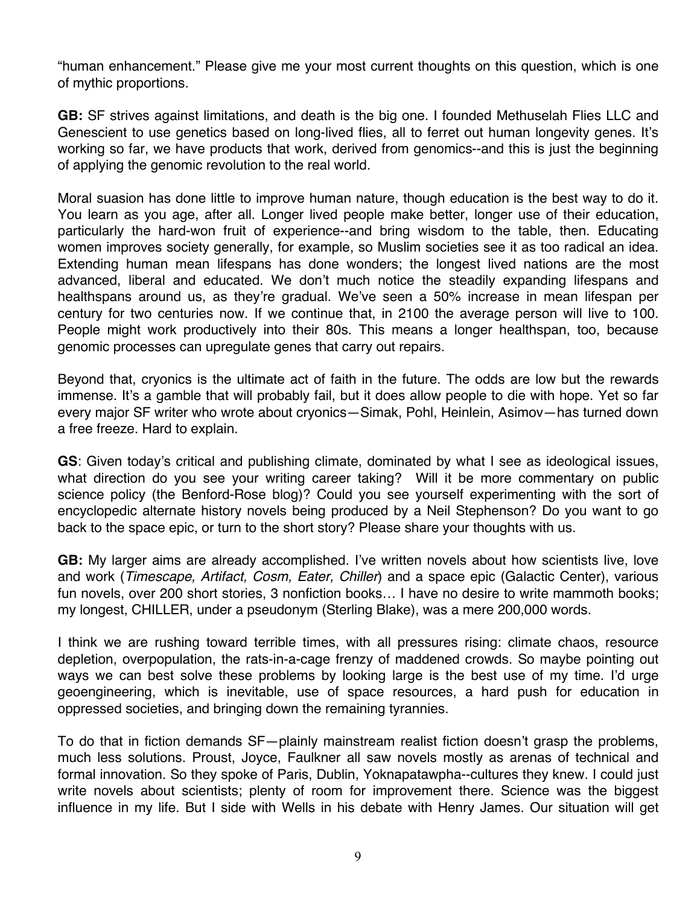"human enhancement." Please give me your most current thoughts on this question, which is one of mythic proportions.

**GB:** SF strives against limitations, and death is the big one. I founded Methuselah Flies LLC and Genescient to use genetics based on long-lived flies, all to ferret out human longevity genes. It's working so far, we have products that work, derived from genomics--and this is just the beginning of applying the genomic revolution to the real world.

Moral suasion has done little to improve human nature, though education is the best way to do it. You learn as you age, after all. Longer lived people make better, longer use of their education, particularly the hard-won fruit of experience--and bring wisdom to the table, then. Educating women improves society generally, for example, so Muslim societies see it as too radical an idea. Extending human mean lifespans has done wonders; the longest lived nations are the most advanced, liberal and educated. We don't much notice the steadily expanding lifespans and healthspans around us, as they're gradual. We've seen a 50% increase in mean lifespan per century for two centuries now. If we continue that, in 2100 the average person will live to 100. People might work productively into their 80s. This means a longer healthspan, too, because genomic processes can upregulate genes that carry out repairs.

Beyond that, cryonics is the ultimate act of faith in the future. The odds are low but the rewards immense. It's a gamble that will probably fail, but it does allow people to die with hope. Yet so far every major SF writer who wrote about cryonics—Simak, Pohl, Heinlein, Asimov—has turned down a free freeze. Hard to explain.

**GS**: Given today's critical and publishing climate, dominated by what I see as ideological issues, what direction do you see your writing career taking? Will it be more commentary on public science policy (the Benford-Rose blog)? Could you see yourself experimenting with the sort of encyclopedic alternate history novels being produced by a Neil Stephenson? Do you want to go back to the space epic, or turn to the short story? Please share your thoughts with us.

**GB:** My larger aims are already accomplished. I've written novels about how scientists live, love and work (*Timescape, Artifact, Cosm, Eater, Chiller*) and a space epic (Galactic Center), various fun novels, over 200 short stories, 3 nonfiction books… I have no desire to write mammoth books; my longest, CHILLER, under a pseudonym (Sterling Blake), was a mere 200,000 words.

I think we are rushing toward terrible times, with all pressures rising: climate chaos, resource depletion, overpopulation, the rats-in-a-cage frenzy of maddened crowds. So maybe pointing out ways we can best solve these problems by looking large is the best use of my time. I'd urge geoengineering, which is inevitable, use of space resources, a hard push for education in oppressed societies, and bringing down the remaining tyrannies.

To do that in fiction demands SF—plainly mainstream realist fiction doesn't grasp the problems, much less solutions. Proust, Joyce, Faulkner all saw novels mostly as arenas of technical and formal innovation. So they spoke of Paris, Dublin, Yoknapatawpha--cultures they knew. I could just write novels about scientists; plenty of room for improvement there. Science was the biggest influence in my life. But I side with Wells in his debate with Henry James. Our situation will get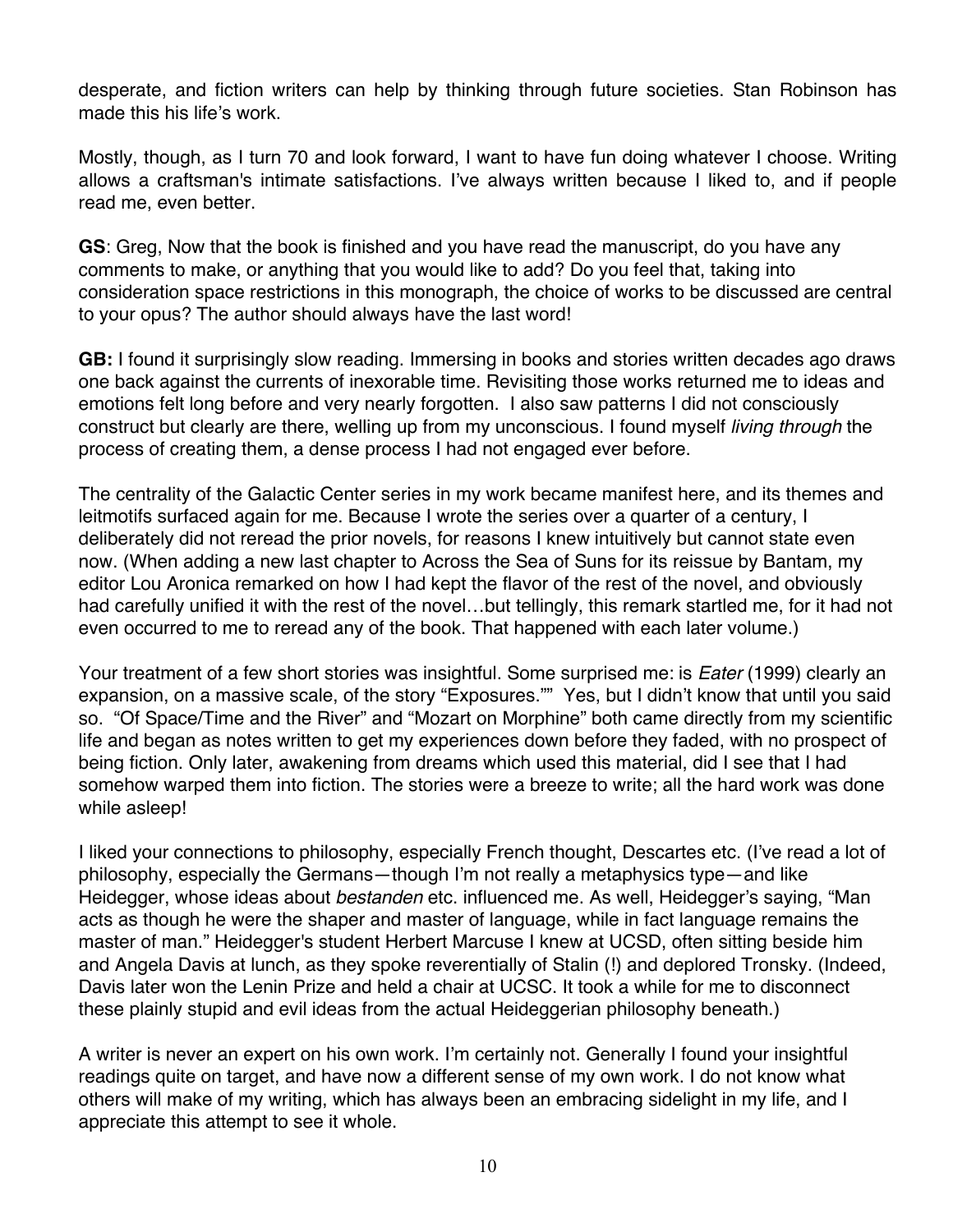desperate, and fiction writers can help by thinking through future societies. Stan Robinson has made this his life's work.

Mostly, though, as I turn 70 and look forward, I want to have fun doing whatever I choose. Writing allows a craftsman's intimate satisfactions. I've always written because I liked to, and if people read me, even better.

**GS**: Greg, Now that the book is finished and you have read the manuscript, do you have any comments to make, or anything that you would like to add? Do you feel that, taking into consideration space restrictions in this monograph, the choice of works to be discussed are central to your opus? The author should always have the last word!

**GB:** I found it surprisingly slow reading. Immersing in books and stories written decades ago draws one back against the currents of inexorable time. Revisiting those works returned me to ideas and emotions felt long before and very nearly forgotten. I also saw patterns I did not consciously construct but clearly are there, welling up from my unconscious. I found myself *living through* the process of creating them, a dense process I had not engaged ever before.

The centrality of the Galactic Center series in my work became manifest here, and its themes and leitmotifs surfaced again for me. Because I wrote the series over a quarter of a century, I deliberately did not reread the prior novels, for reasons I knew intuitively but cannot state even now. (When adding a new last chapter to Across the Sea of Suns for its reissue by Bantam, my editor Lou Aronica remarked on how I had kept the flavor of the rest of the novel, and obviously had carefully unified it with the rest of the novel…but tellingly, this remark startled me, for it had not even occurred to me to reread any of the book. That happened with each later volume.)

Your treatment of a few short stories was insightful. Some surprised me: is *Eater* (1999) clearly an expansion, on a massive scale, of the story "Exposures."" Yes, but I didn't know that until you said so. "Of Space/Time and the River" and "Mozart on Morphine" both came directly from my scientific life and began as notes written to get my experiences down before they faded, with no prospect of being fiction. Only later, awakening from dreams which used this material, did I see that I had somehow warped them into fiction. The stories were a breeze to write; all the hard work was done while asleep!

I liked your connections to philosophy, especially French thought, Descartes etc. (I've read a lot of philosophy, especially the Germans—though I'm not really a metaphysics type—and like Heidegger, whose ideas about *bestanden* etc. influenced me. As well, Heidegger's saying, "Man acts as though he were the shaper and master of language, while in fact language remains the master of man." Heidegger's student Herbert Marcuse I knew at UCSD, often sitting beside him and Angela Davis at lunch, as they spoke reverentially of Stalin (!) and deplored Tronsky. (Indeed, Davis later won the Lenin Prize and held a chair at UCSC. It took a while for me to disconnect these plainly stupid and evil ideas from the actual Heideggerian philosophy beneath.)

A writer is never an expert on his own work. I'm certainly not. Generally I found your insightful readings quite on target, and have now a different sense of my own work. I do not know what others will make of my writing, which has always been an embracing sidelight in my life, and I appreciate this attempt to see it whole.